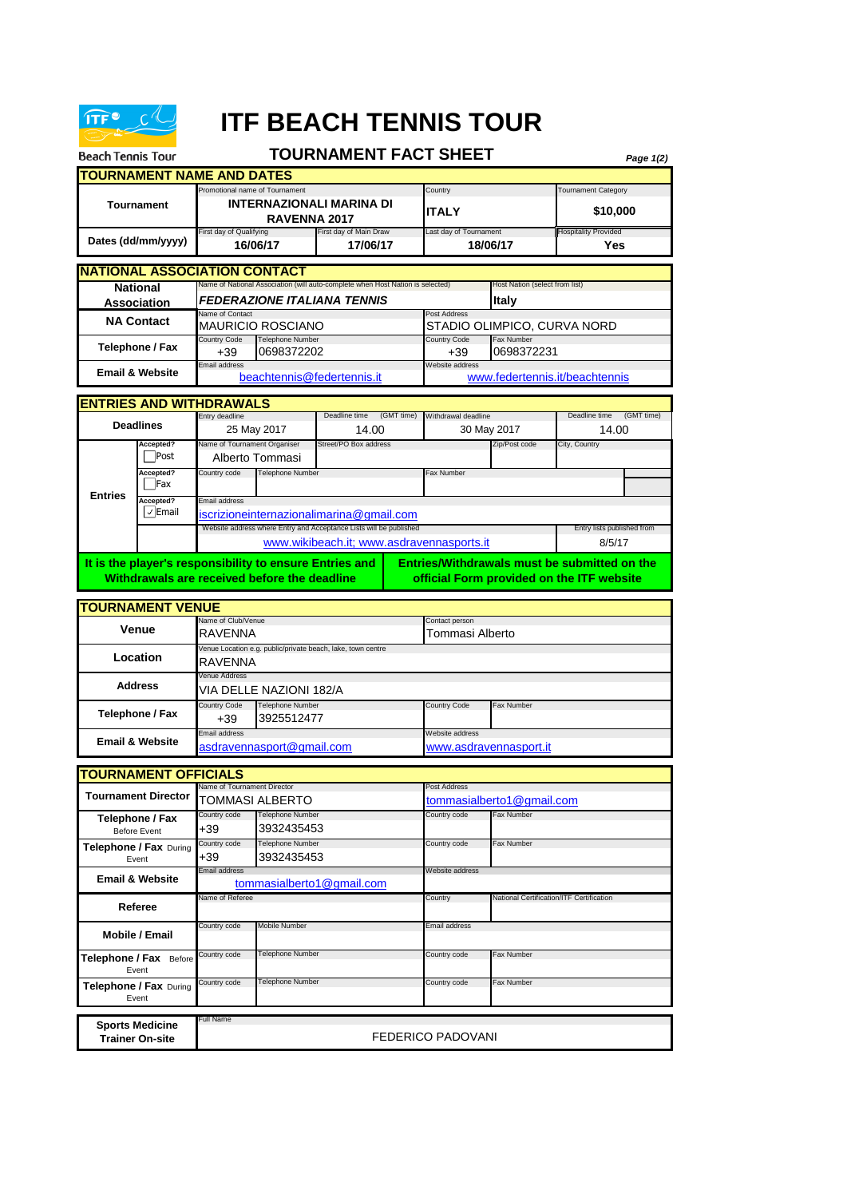# ITF BEACH TENNIS TOUR

## TOURNAMENT FACT SHEET

Beach Tennis Tour

### TOURNAMENT NAME AND DATES

| | | | | |
|---|---|---|---|---|
| **Tournament** | Promotional name of Tournament: **INTERNAZIONALI MARINA DI RAVENNA 2017** | | Country: **ITALY** | Tournament Category: **$10,000** |
| **Dates (dd/mm/yyyy)** | First day of Qualifying: **16/06/17** | First day of Main Draw: **17/06/17** | Last day of Tournament: **18/06/17** | Hospitality Provided: **Yes** |

### NATIONAL ASSOCIATION CONTACT

| | | |
|---|---|---|
| **National Association** | Name of National Association (will auto-complete when Host Nation is selected): ***FEDERAZIONE ITALIANA TENNIS*** | Host Nation (select from list): **Italy** |
| **NA Contact** | Name of Contact: MAURICIO ROSCIANO | Post Address: STADIO OLIMPICO, CURVA NORD |
| **Telephone / Fax** | Country Code: +39 / Telephone Number: 0698372202 | Country Code: +39 / Fax Number: 0698372231 |
| **Email & Website** | Email address: beachtennis@federtennis.it | Website address: www.federtennis.it/beachtennis |

### ENTRIES AND WITHDRAWALS

| | | | | |
|---|---|---|---|---|
| **Deadlines** | Entry deadline: 25 May 2017 | Deadline time (GMT time): 14.00 | Withdrawal deadline: 30 May 2017 | Deadline time (GMT time): 14.00 |
| **Entries** | Accepted? ☐ Post | Name of Tournament Organiser: Alberto Tommasi | Street/PO Box address: | Zip/Post code: / City, Country: |
| | Accepted? ☐ Fax | Country code: / Telephone Number: | Fax Number: | |
| | Accepted? ☑ Email | Email address: iscrizioneinternazionalimarina@gmail.com | | |
| | | Website address where Entry and Acceptance Lists will be published: www.wikibeach.it; www.asdravennasports.it | | Entry lists published from: 8/5/17 |

**It is the player's responsibility to ensure Entries and Withdrawals are received before the deadline**

**Entries/Withdrawals must be submitted on the official Form provided on the ITF website**

### TOURNAMENT VENUE

| | | |
|---|---|---|
| **Venue** | Name of Club/Venue: RAVENNA | Contact person: Tommasi Alberto |
| **Location** | Venue Location e.g. public/private beach, lake, town centre: RAVENNA | |
| **Address** | Venue Address: VIA DELLE NAZIONI 182/A | |
| **Telephone / Fax** | Country Code: +39 / Telephone Number: 3925512477 | Country Code: / Fax Number: |
| **Email & Website** | Email address: asdravennasport@gmail.com | Website address: www.asdravennasport.it |

### TOURNAMENT OFFICIALS

| | | |
|---|---|---|
| **Tournament Director** | Name of Tournament Director: TOMMASI ALBERTO | Post Address: tommasialberto1@gmail.com |
| **Telephone / Fax** Before Event | Country code: +39 / Telephone Number: 3932435453 | Country code: / Fax Number: |
| **Telephone / Fax** During Event | Country code: +39 / Telephone Number: 3932435453 | Country code: / Fax Number: |
| **Email & Website** | Email address: tommasialberto1@gmail.com | Website address: |
| **Referee** | Name of Referee: | Country: / National Certification/ITF Certification: |
| **Mobile / Email** | Country code: / Mobile Number: | Email address: |
| **Telephone / Fax** Before Event | Country code: / Telephone Number: | Country code: / Fax Number: |
| **Telephone / Fax** During Event | Country code: / Telephone Number: | Country code: / Fax Number: |

| | |
|---|---|
| **Sports Medicine Trainer On-site** | Full Name: FEDERICO PADOVANI |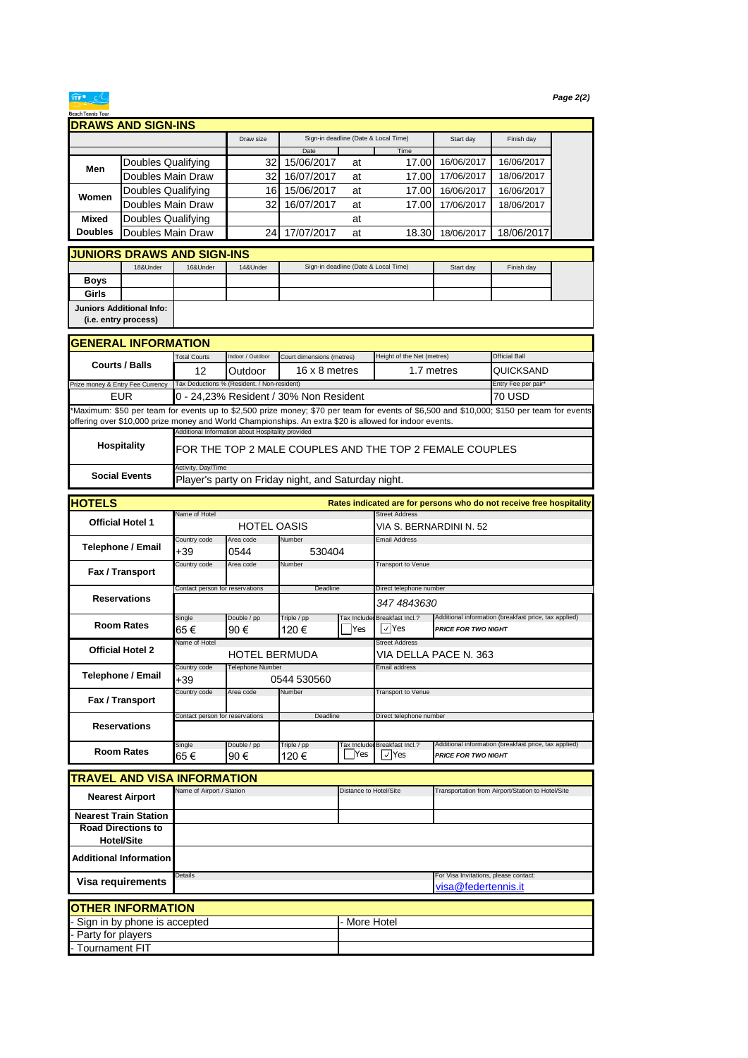## DRAWS AND SIGN-INS

| | | Draw size | Sign-in deadline (Date & Local Time) Date | | Time | Start day | Finish day |
|---|---|---|---|---|---|---|---|
| Men | Doubles Qualifying | 32 | 15/06/2017 | at | 17.00 | 16/06/2017 | 16/06/2017 |
| | Doubles Main Draw | 32 | 16/07/2017 | at | 17.00 | 17/06/2017 | 18/06/2017 |
| Women | Doubles Qualifying | 16 | 15/06/2017 | at | 17.00 | 16/06/2017 | 16/06/2017 |
| | Doubles Main Draw | 32 | 16/07/2017 | at | 17.00 | 17/06/2017 | 18/06/2017 |
| Mixed Doubles | Doubles Qualifying | | | at | | | |
| | Doubles Main Draw | 24 | 17/07/2017 | at | 18.30 | 18/06/2017 | 18/06/2017 |

## JUNIORS DRAWS AND SIGN-INS

| | 18&Under | 16&Under | 14&Under | Sign-in deadline (Date & Local Time) | Start day | Finish day |
|---|---|---|---|---|---|---|
| Boys | | | | | | |
| Girls | | | | | | |
| Juniors Additional Info: (i.e. entry process) | | | | | | |

## GENERAL INFORMATION

| | | | | | |
|---|---|---|---|---|---|
| Courts / Balls | Total Courts: 12 | Indoor / Outdoor: Outdoor | Court dimensions (metres): 16 x 8 metres | Height of the Net (metres): 1.7 metres | Official Ball: QUICKSAND |
| Prize money & Entry Fee Currency: EUR | Tax Deductions % (Resident. / Non-resident): 0 - 24,23% Resident / 30% Non Resident | | | | Entry Fee per pair*: 70 USD |

*Maximum: $50 per team for events up to $2,500 prize money; $70 per team for events of $6,500 and $10,000; $150 per team for events offering over $10,000 prize money and World Championships. An extra $20 is allowed for indoor events.

| | |
|---|---|
| Hospitality | Additional Information about Hospitality provided: FOR THE TOP 2 MALE COUPLES AND THE TOP 2 FEMALE COUPLES |
| Social Events | Activity, Day/Time: Player's party on Friday night, and Saturday night. |

## HOTELS

Rates indicated are for persons who do not receive free hospitality

| | | | | | | |
|---|---|---|---|---|---|---|
| Official Hotel 1 | Name of Hotel: HOTEL OASIS | | | Street Address: VIA S. BERNARDINI N. 52 | | |
| Telephone / Email | Country code: +39 | Area code: 0544 | Number: 530404 | Email Address: | | |
| Fax / Transport | Country code: | Area code: | Number: | Transport to Venue: | | |
| Reservations | Contact person for reservations: | | Deadline: | Direct telephone number: 347 4843630 | | |
| Room Rates | Single: 65 € | Double / pp: 90 € | Triple / pp: 120 € | Tax Included: ☐ Yes | Breakfast Incl.?: ☑ Yes | Additional information (breakfast price, tax applied): PRICE FOR TWO NIGHT |
| Official Hotel 2 | Name of Hotel: HOTEL BERMUDA | | | Street Address: VIA DELLA PACE N. 363 | | |
| Telephone / Email | Country code: +39 | Telephone Number: 0544 530560 | | Email address: | | |
| Fax / Transport | Country code: | Area code: | Number: | Transport to Venue: | | |
| Reservations | Contact person for reservations: | | Deadline: | Direct telephone number: | | |
| Room Rates | Single: 65 € | Double / pp: 90 € | Triple / pp: 120 € | Tax Included: ☐ Yes | Breakfast Incl.?: ☑ Yes | Additional information (breakfast price, tax applied): PRICE FOR TWO NIGHT |

## TRAVEL AND VISA INFORMATION

| | | | |
|---|---|---|---|
| Nearest Airport | Name of Airport / Station: | Distance to Hotel/Site: | Transportation from Airport/Station to Hotel/Site: |
| Nearest Train Station | | | |
| Road Directions to Hotel/Site | | | |
| Additional Information | | | |
| Visa requirements | Details: | | For Visa Invitations, please contact: visa@federtennis.it |

## OTHER INFORMATION

| | |
|---|---|
| - Sign in by phone is accepted | - More Hotel |
| - Party for players | |
| - Tournament FIT | |